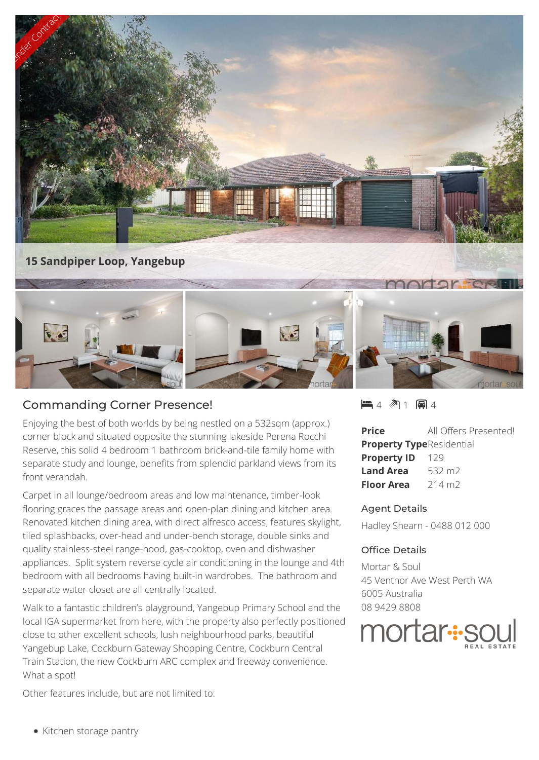Under Contract

**15 Sandpiper Loop, Yangebup**

## Commanding Corner Presence!

Enjoying the best of both worlds by being nestled on a 532sqm (approx.) corner block and situated opposite the stunning lakeside Perena Rocchi Reserve, this solid 4 bedroom 1 bathroom brick-and-tile family home with separate study and lounge, benefits from splendid parkland views from its front verandah.

Carpet in all lounge/bedroom areas and low maintenance, timber-look flooring graces the passage areas and open-plan dining and kitchen area. Renovated kitchen dining area, with direct alfresco access, features skylight, tiled splashbacks, over-head and under-bench storage, double sinks and quality stainless-steel range-hood, gas-cooktop, oven and dishwasher appliances. Split system reverse cycle air conditioning in the lounge and 4th bedroom with all bedrooms having built-in wardrobes. The bathroom and separate water closet are all centrally located.

Walk to a fantastic children's playground, Yangebup Primary School and the local IGA supermarket from here, with the property also perfectly positioned close to other excellent schools, lush neighbourhood parks, beautiful Yangebup Lake, Cockburn Gateway Shopping Centre, Cockburn Central Train Station, the new Cockburn ARC complex and freeway convenience. What a spot!

Other features include, but are not limited to:

- Kitchen storage pantry

4 | 1 | 4

| | |
|---|---|
| **Price** | All Offers Presented! |
| **Property Type** | Residential |
| **Property ID** | 129 |
| **Land Area** | 532 m2 |
| **Floor Area** | 214 m2 |

### Agent Details

Hadley Shearn - 0488 012 000

### Office Details

Mortar & Soul
45 Ventnor Ave West Perth WA 6005 Australia
08 9429 8808

mortar soul REAL ESTATE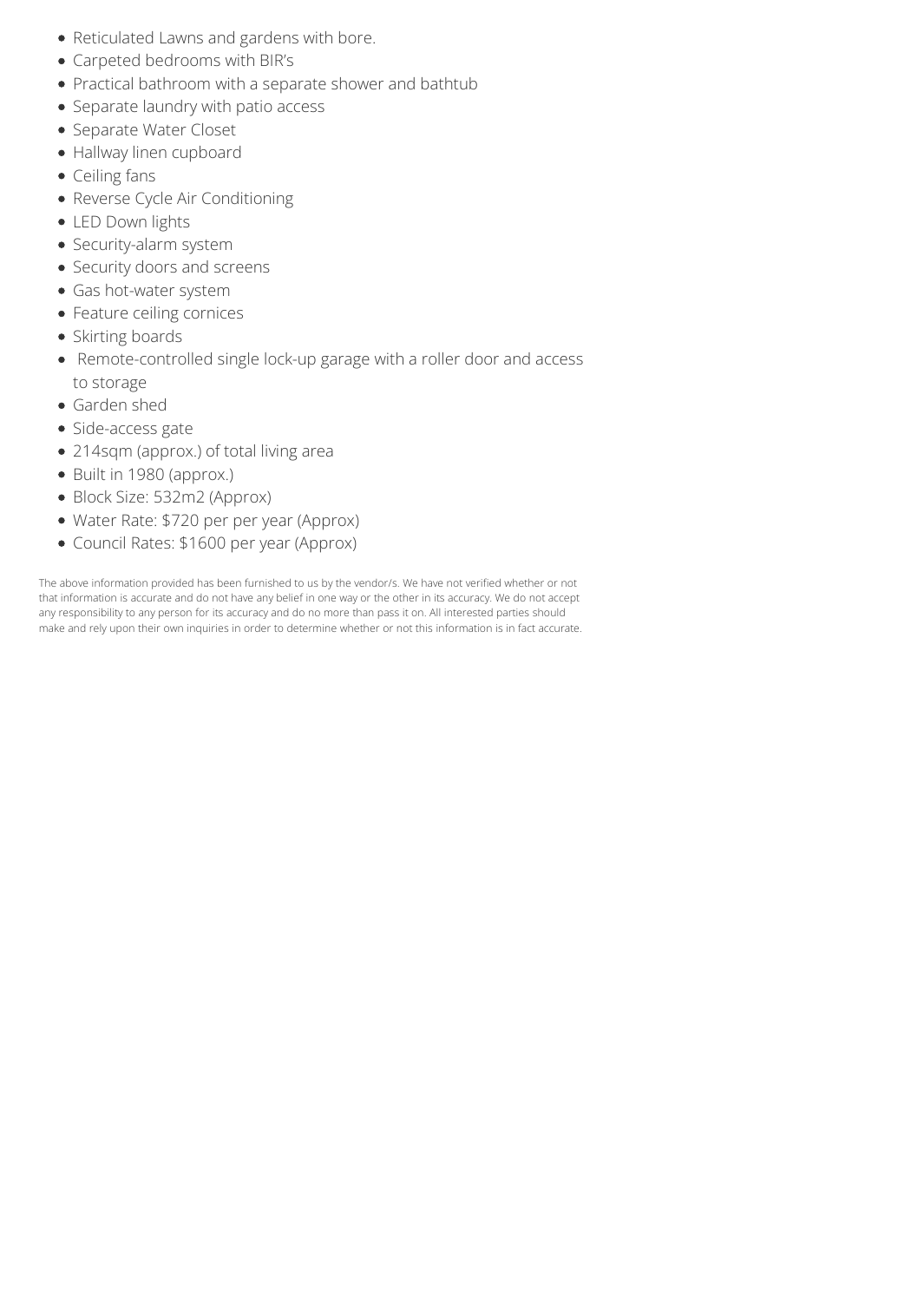- Reticulated Lawns and gardens with bore.
- Carpeted bedrooms with BIR's
- Practical bathroom with a separate shower and bathtub
- Separate laundry with patio access
- Separate Water Closet
- Hallway linen cupboard
- Ceiling fans
- Reverse Cycle Air Conditioning
- LED Down lights
- Security-alarm system
- Security doors and screens
- Gas hot-water system
- Feature ceiling cornices
- Skirting boards
- Remote-controlled single lock-up garage with a roller door and access to storage
- Garden shed
- Side-access gate
- 214sqm (approx.) of total living area
- Built in 1980 (approx.)
- Block Size: 532m2 (Approx)
- Water Rate: $720 per per year (Approx)
- Council Rates: $1600 per year (Approx)

The above information provided has been furnished to us by the vendor/s. We have not verified whether or not that information is accurate and do not have any belief in one way or the other in its accuracy. We do not accept any responsibility to any person for its accuracy and do no more than pass it on. All interested parties should make and rely upon their own inquiries in order to determine whether or not this information is in fact accurate.